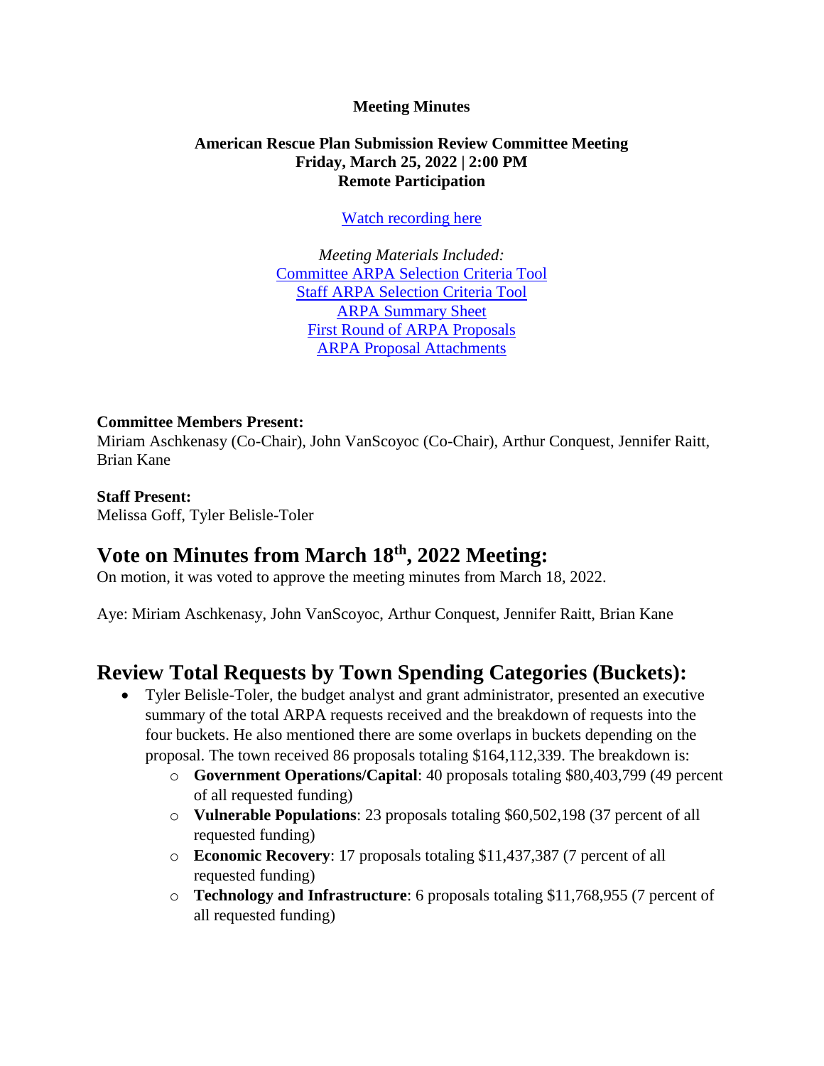**Meeting Minutes**

**American Rescue Plan Submission Review Committee Meeting**
**Friday, March 25, 2022 | 2:00 PM**
**Remote Participation**

Watch recording here

*Meeting Materials Included:*
Committee ARPA Selection Criteria Tool
Staff ARPA Selection Criteria Tool
ARPA Summary Sheet
First Round of ARPA Proposals
ARPA Proposal Attachments

**Committee Members Present:**
Miriam Aschkenasy (Co-Chair), John VanScoyoc (Co-Chair), Arthur Conquest, Jennifer Raitt, Brian Kane

**Staff Present:**
Melissa Goff, Tyler Belisle-Toler

## Vote on Minutes from March 18th, 2022 Meeting:

On motion, it was voted to approve the meeting minutes from March 18, 2022.

Aye: Miriam Aschkenasy, John VanScoyoc, Arthur Conquest, Jennifer Raitt, Brian Kane

## Review Total Requests by Town Spending Categories (Buckets):

- Tyler Belisle-Toler, the budget analyst and grant administrator, presented an executive summary of the total ARPA requests received and the breakdown of requests into the four buckets. He also mentioned there are some overlaps in buckets depending on the proposal. The town received 86 proposals totaling $164,112,339. The breakdown is:
  - **Government Operations/Capital**: 40 proposals totaling $80,403,799 (49 percent of all requested funding)
  - **Vulnerable Populations**: 23 proposals totaling $60,502,198 (37 percent of all requested funding)
  - **Economic Recovery**: 17 proposals totaling $11,437,387 (7 percent of all requested funding)
  - **Technology and Infrastructure**: 6 proposals totaling $11,768,955 (7 percent of all requested funding)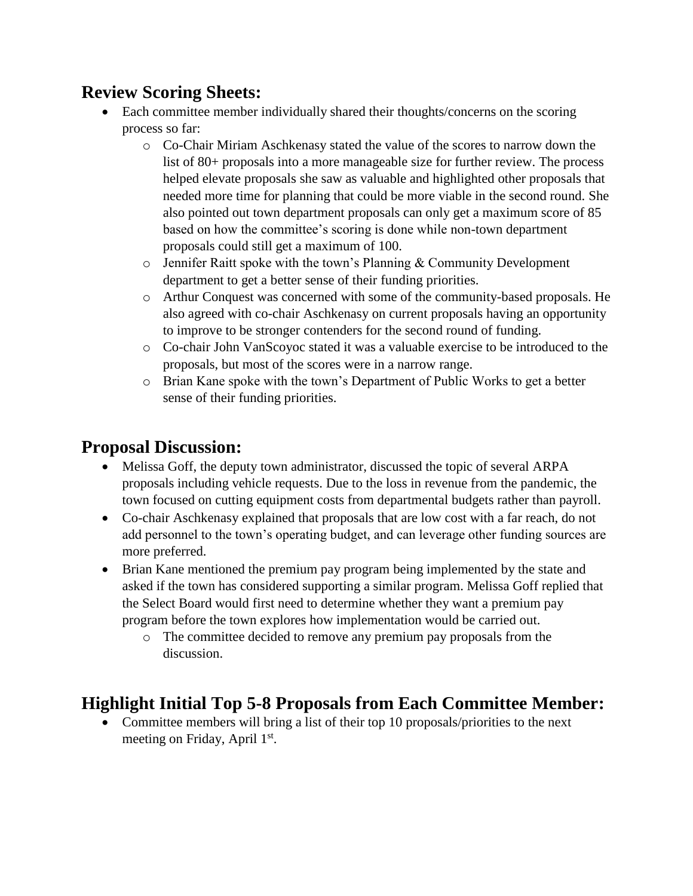## Review Scoring Sheets:

- Each committee member individually shared their thoughts/concerns on the scoring process so far:
  - Co-Chair Miriam Aschkenasy stated the value of the scores to narrow down the list of 80+ proposals into a more manageable size for further review. The process helped elevate proposals she saw as valuable and highlighted other proposals that needed more time for planning that could be more viable in the second round. She also pointed out town department proposals can only get a maximum score of 85 based on how the committee's scoring is done while non-town department proposals could still get a maximum of 100.
  - Jennifer Raitt spoke with the town's Planning & Community Development department to get a better sense of their funding priorities.
  - Arthur Conquest was concerned with some of the community-based proposals. He also agreed with co-chair Aschkenasy on current proposals having an opportunity to improve to be stronger contenders for the second round of funding.
  - Co-chair John VanScoyoc stated it was a valuable exercise to be introduced to the proposals, but most of the scores were in a narrow range.
  - Brian Kane spoke with the town's Department of Public Works to get a better sense of their funding priorities.

## Proposal Discussion:

- Melissa Goff, the deputy town administrator, discussed the topic of several ARPA proposals including vehicle requests. Due to the loss in revenue from the pandemic, the town focused on cutting equipment costs from departmental budgets rather than payroll.
- Co-chair Aschkenasy explained that proposals that are low cost with a far reach, do not add personnel to the town's operating budget, and can leverage other funding sources are more preferred.
- Brian Kane mentioned the premium pay program being implemented by the state and asked if the town has considered supporting a similar program. Melissa Goff replied that the Select Board would first need to determine whether they want a premium pay program before the town explores how implementation would be carried out.
  - The committee decided to remove any premium pay proposals from the discussion.

## Highlight Initial Top 5-8 Proposals from Each Committee Member:

- Committee members will bring a list of their top 10 proposals/priorities to the next meeting on Friday, April 1st.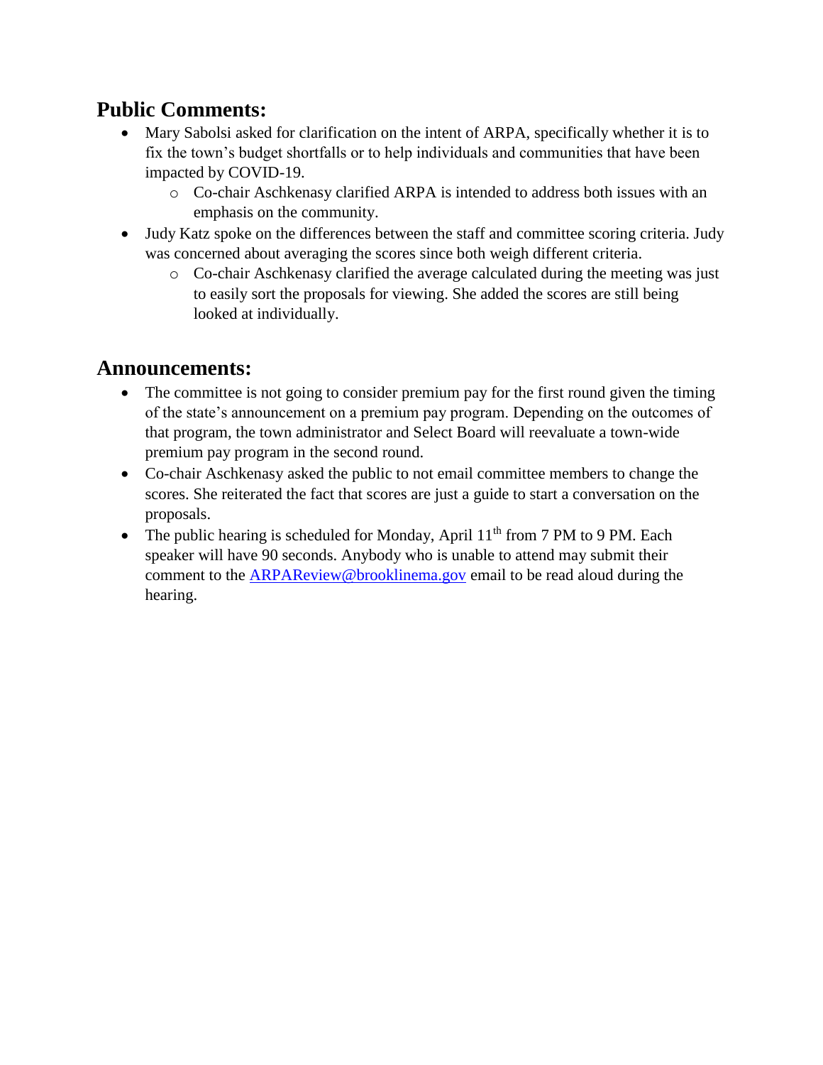## Public Comments:

- Mary Sabolsi asked for clarification on the intent of ARPA, specifically whether it is to fix the town's budget shortfalls or to help individuals and communities that have been impacted by COVID-19.
  - Co-chair Aschkenasy clarified ARPA is intended to address both issues with an emphasis on the community.
- Judy Katz spoke on the differences between the staff and committee scoring criteria. Judy was concerned about averaging the scores since both weigh different criteria.
  - Co-chair Aschkenasy clarified the average calculated during the meeting was just to easily sort the proposals for viewing. She added the scores are still being looked at individually.

## Announcements:

- The committee is not going to consider premium pay for the first round given the timing of the state's announcement on a premium pay program. Depending on the outcomes of that program, the town administrator and Select Board will reevaluate a town-wide premium pay program in the second round.
- Co-chair Aschkenasy asked the public to not email committee members to change the scores. She reiterated the fact that scores are just a guide to start a conversation on the proposals.
- The public hearing is scheduled for Monday, April 11th from 7 PM to 9 PM. Each speaker will have 90 seconds. Anybody who is unable to attend may submit their comment to the ARPAReview@brooklinema.gov email to be read aloud during the hearing.